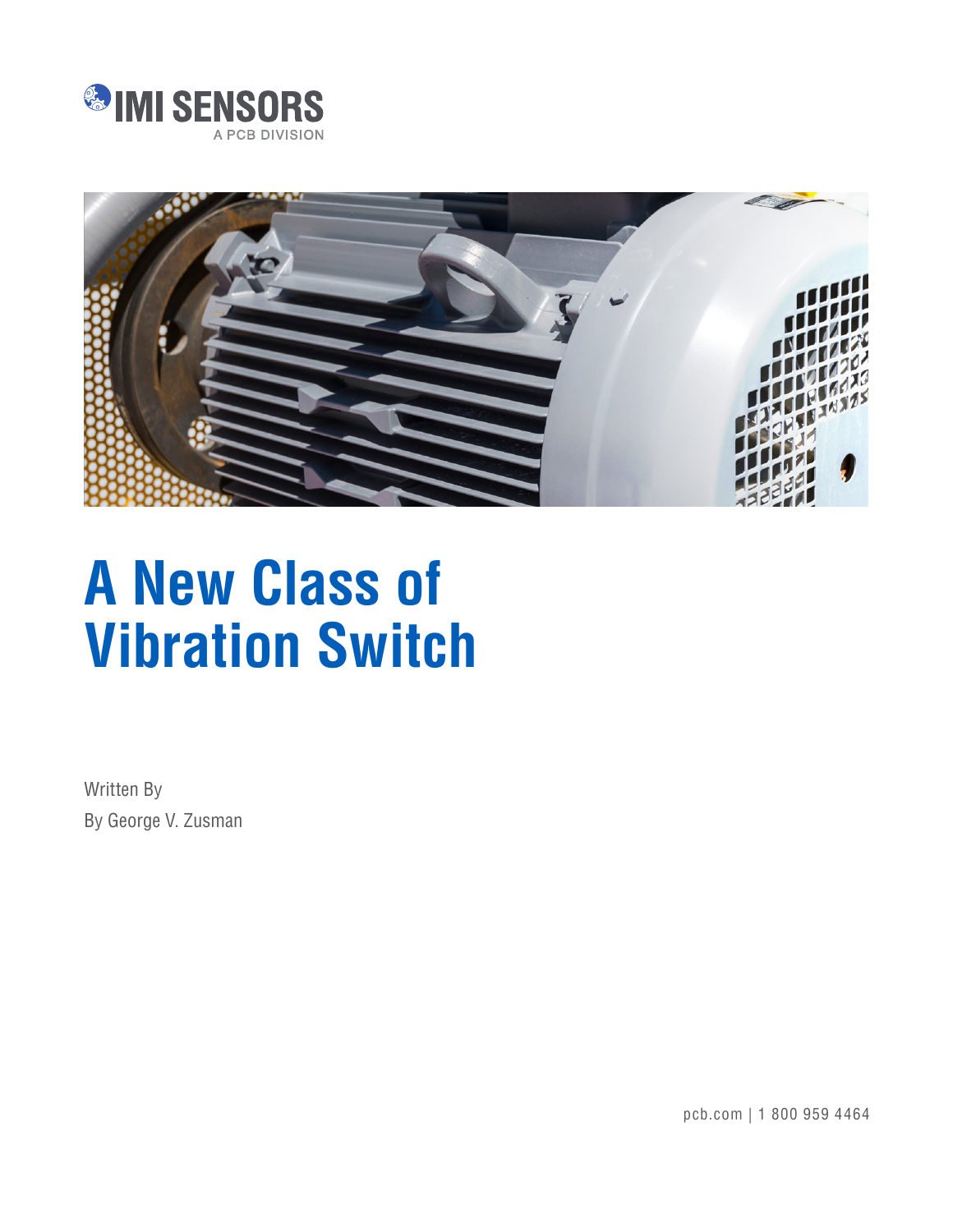IMI SENSORS

A PCB DIVISION

# A New Class of Vibration Switch

Written By

By George V. Zusman

pcb.com | 1 800 959 4464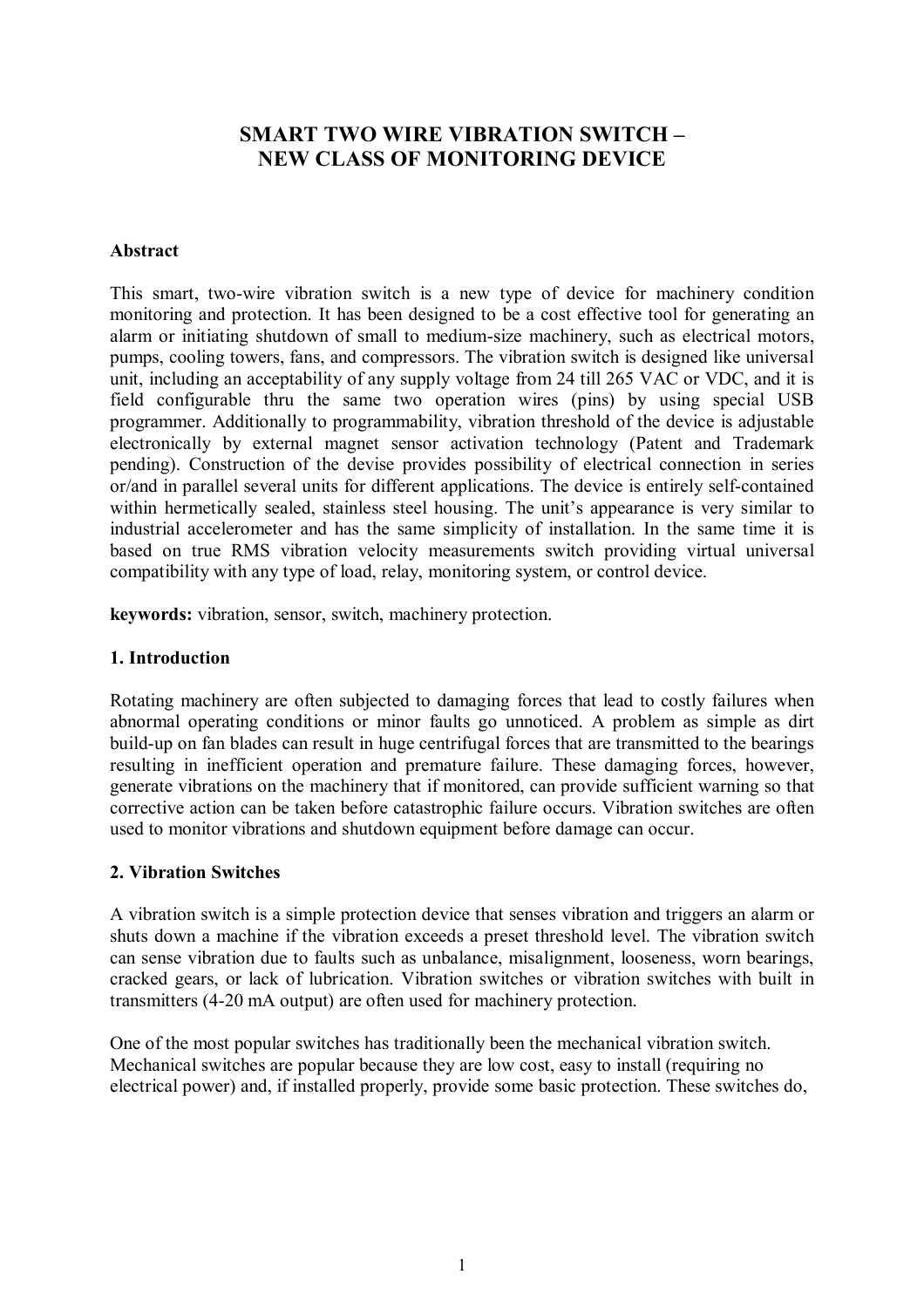# SMART TWO WIRE VIBRATION SWITCH – NEW CLASS OF MONITORING DEVICE

**Abstract**

This smart, two-wire vibration switch is a new type of device for machinery condition monitoring and protection. It has been designed to be a cost effective tool for generating an alarm or initiating shutdown of small to medium-size machinery, such as electrical motors, pumps, cooling towers, fans, and compressors. The vibration switch is designed like universal unit, including an acceptability of any supply voltage from 24 till 265 VAC or VDC, and it is field configurable thru the same two operation wires (pins) by using special USB programmer. Additionally to programmability, vibration threshold of the device is adjustable electronically by external magnet sensor activation technology (Patent and Trademark pending). Construction of the devise provides possibility of electrical connection in series or/and in parallel several units for different applications. The device is entirely self-contained within hermetically sealed, stainless steel housing. The unit's appearance is very similar to industrial accelerometer and has the same simplicity of installation. In the same time it is based on true RMS vibration velocity measurements switch providing virtual universal compatibility with any type of load, relay, monitoring system, or control device.

**keywords:** vibration, sensor, switch, machinery protection.

## 1. Introduction

Rotating machinery are often subjected to damaging forces that lead to costly failures when abnormal operating conditions or minor faults go unnoticed. A problem as simple as dirt build-up on fan blades can result in huge centrifugal forces that are transmitted to the bearings resulting in inefficient operation and premature failure. These damaging forces, however, generate vibrations on the machinery that if monitored, can provide sufficient warning so that corrective action can be taken before catastrophic failure occurs. Vibration switches are often used to monitor vibrations and shutdown equipment before damage can occur.

## 2. Vibration Switches

A vibration switch is a simple protection device that senses vibration and triggers an alarm or shuts down a machine if the vibration exceeds a preset threshold level. The vibration switch can sense vibration due to faults such as unbalance, misalignment, looseness, worn bearings, cracked gears, or lack of lubrication. Vibration switches or vibration switches with built in transmitters (4-20 mA output) are often used for machinery protection.

One of the most popular switches has traditionally been the mechanical vibration switch. Mechanical switches are popular because they are low cost, easy to install (requiring no electrical power) and, if installed properly, provide some basic protection. These switches do,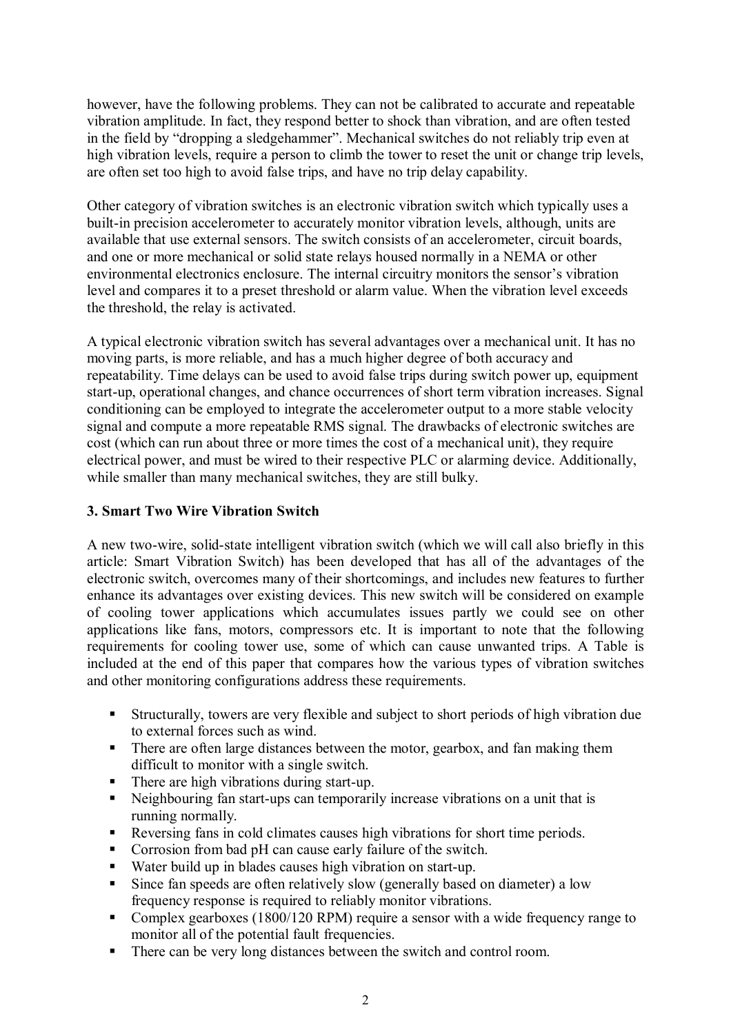however, have the following problems. They can not be calibrated to accurate and repeatable vibration amplitude. In fact, they respond better to shock than vibration, and are often tested in the field by "dropping a sledgehammer". Mechanical switches do not reliably trip even at high vibration levels, require a person to climb the tower to reset the unit or change trip levels, are often set too high to avoid false trips, and have no trip delay capability.

Other category of vibration switches is an electronic vibration switch which typically uses a built-in precision accelerometer to accurately monitor vibration levels, although, units are available that use external sensors. The switch consists of an accelerometer, circuit boards, and one or more mechanical or solid state relays housed normally in a NEMA or other environmental electronics enclosure. The internal circuitry monitors the sensor's vibration level and compares it to a preset threshold or alarm value. When the vibration level exceeds the threshold, the relay is activated.

A typical electronic vibration switch has several advantages over a mechanical unit. It has no moving parts, is more reliable, and has a much higher degree of both accuracy and repeatability. Time delays can be used to avoid false trips during switch power up, equipment start-up, operational changes, and chance occurrences of short term vibration increases. Signal conditioning can be employed to integrate the accelerometer output to a more stable velocity signal and compute a more repeatable RMS signal. The drawbacks of electronic switches are cost (which can run about three or more times the cost of a mechanical unit), they require electrical power, and must be wired to their respective PLC or alarming device. Additionally, while smaller than many mechanical switches, they are still bulky.

### 3. Smart Two Wire Vibration Switch

A new two-wire, solid-state intelligent vibration switch (which we will call also briefly in this article: Smart Vibration Switch) has been developed that has all of the advantages of the electronic switch, overcomes many of their shortcomings, and includes new features to further enhance its advantages over existing devices. This new switch will be considered on example of cooling tower applications which accumulates issues partly we could see on other applications like fans, motors, compressors etc. It is important to note that the following requirements for cooling tower use, some of which can cause unwanted trips. A Table is included at the end of this paper that compares how the various types of vibration switches and other monitoring configurations address these requirements.

- Structurally, towers are very flexible and subject to short periods of high vibration due to external forces such as wind.
- There are often large distances between the motor, gearbox, and fan making them difficult to monitor with a single switch.
- There are high vibrations during start-up.
- Neighbouring fan start-ups can temporarily increase vibrations on a unit that is running normally.
- Reversing fans in cold climates causes high vibrations for short time periods.
- Corrosion from bad pH can cause early failure of the switch.
- Water build up in blades causes high vibration on start-up.
- Since fan speeds are often relatively slow (generally based on diameter) a low frequency response is required to reliably monitor vibrations.
- Complex gearboxes (1800/120 RPM) require a sensor with a wide frequency range to monitor all of the potential fault frequencies.
- There can be very long distances between the switch and control room.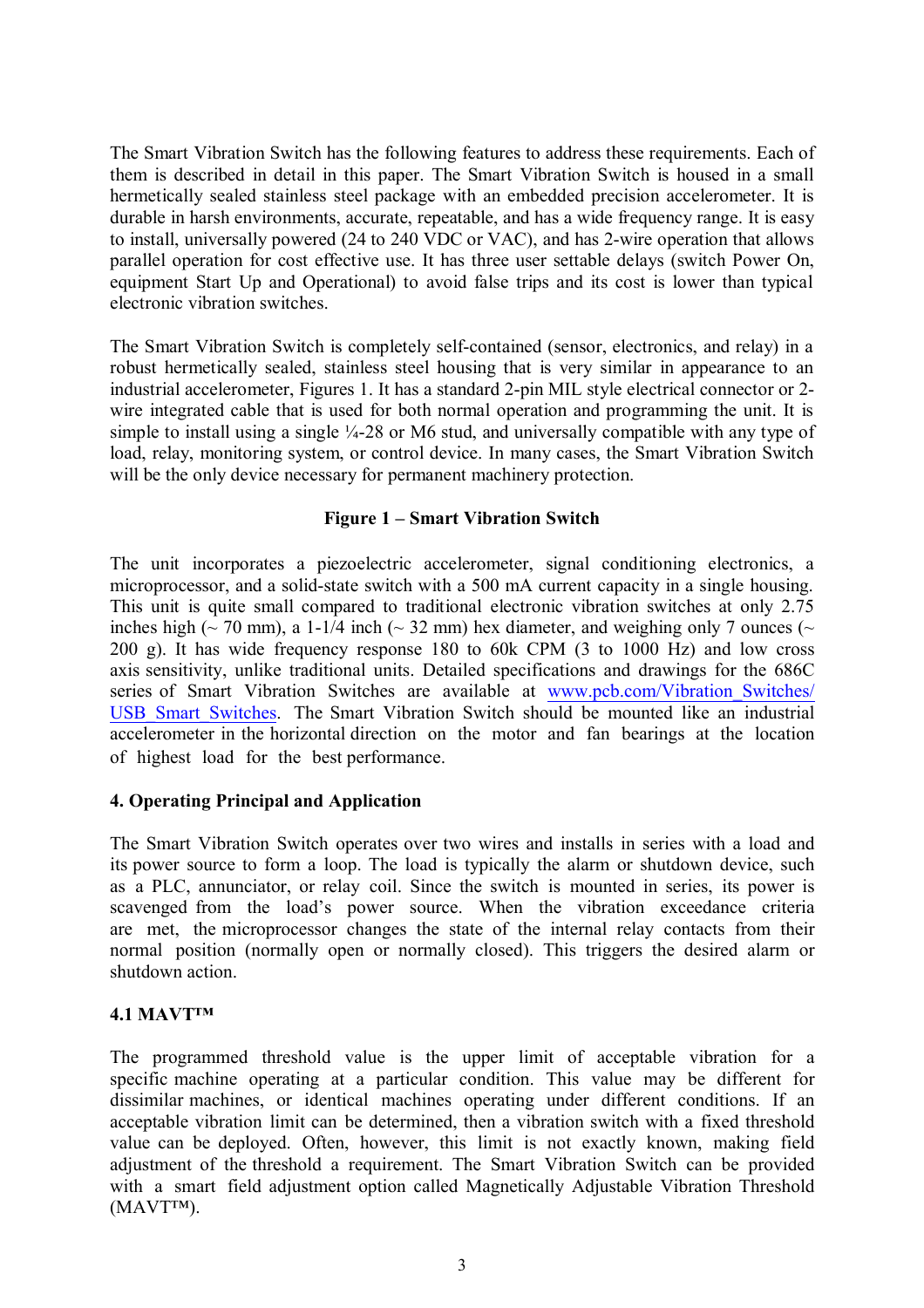The Smart Vibration Switch has the following features to address these requirements. Each of them is described in detail in this paper. The Smart Vibration Switch is housed in a small hermetically sealed stainless steel package with an embedded precision accelerometer. It is durable in harsh environments, accurate, repeatable, and has a wide frequency range. It is easy to install, universally powered (24 to 240 VDC or VAC), and has 2-wire operation that allows parallel operation for cost effective use. It has three user settable delays (switch Power On, equipment Start Up and Operational) to avoid false trips and its cost is lower than typical electronic vibration switches.

The Smart Vibration Switch is completely self-contained (sensor, electronics, and relay) in a robust hermetically sealed, stainless steel housing that is very similar in appearance to an industrial accelerometer, Figures 1. It has a standard 2-pin MIL style electrical connector or 2-wire integrated cable that is used for both normal operation and programming the unit. It is simple to install using a single ¼-28 or M6 stud, and universally compatible with any type of load, relay, monitoring system, or control device. In many cases, the Smart Vibration Switch will be the only device necessary for permanent machinery protection.

**Figure 1 – Smart Vibration Switch**

The unit incorporates a piezoelectric accelerometer, signal conditioning electronics, a microprocessor, and a solid-state switch with a 500 mA current capacity in a single housing. This unit is quite small compared to traditional electronic vibration switches at only 2.75 inches high (~ 70 mm), a 1-1/4 inch (~ 32 mm) hex diameter, and weighing only 7 ounces (~ 200 g). It has wide frequency response 180 to 60k CPM (3 to 1000 Hz) and low cross axis sensitivity, unlike traditional units. Detailed specifications and drawings for the 686C series of Smart Vibration Switches are available at [www.pcb.com/Vibration_Switches/USB_Smart_Switches](www.pcb.com/Vibration_Switches/USB_Smart_Switches). The Smart Vibration Switch should be mounted like an industrial accelerometer in the horizontal direction on the motor and fan bearings at the location of highest load for the best performance.

## 4. Operating Principal and Application

The Smart Vibration Switch operates over two wires and installs in series with a load and its power source to form a loop. The load is typically the alarm or shutdown device, such as a PLC, annunciator, or relay coil. Since the switch is mounted in series, its power is scavenged from the load's power source. When the vibration exceedance criteria are met, the microprocessor changes the state of the internal relay contacts from their normal position (normally open or normally closed). This triggers the desired alarm or shutdown action.

### 4.1 MAVT™

The programmed threshold value is the upper limit of acceptable vibration for a specific machine operating at a particular condition. This value may be different for dissimilar machines, or identical machines operating under different conditions. If an acceptable vibration limit can be determined, then a vibration switch with a fixed threshold value can be deployed. Often, however, this limit is not exactly known, making field adjustment of the threshold a requirement. The Smart Vibration Switch can be provided with a smart field adjustment option called Magnetically Adjustable Vibration Threshold (MAVT™).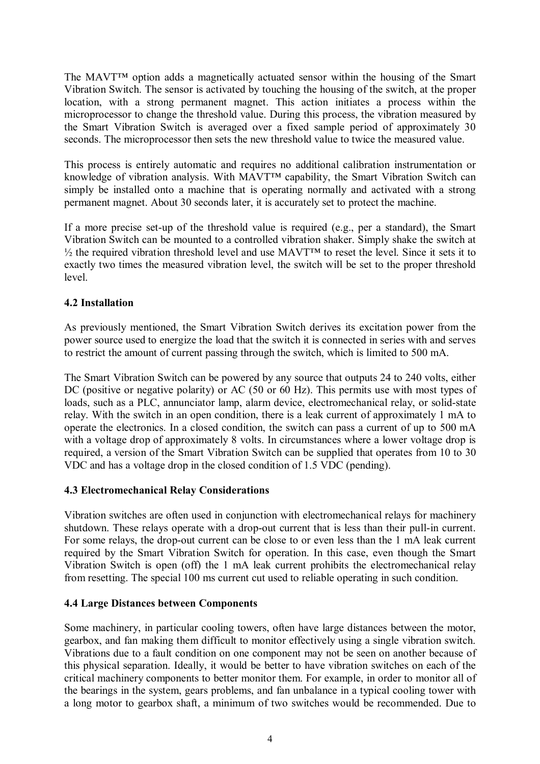The MAVT™ option adds a magnetically actuated sensor within the housing of the Smart Vibration Switch. The sensor is activated by touching the housing of the switch, at the proper location, with a strong permanent magnet. This action initiates a process within the microprocessor to change the threshold value. During this process, the vibration measured by the Smart Vibration Switch is averaged over a fixed sample period of approximately 30 seconds. The microprocessor then sets the new threshold value to twice the measured value.

This process is entirely automatic and requires no additional calibration instrumentation or knowledge of vibration analysis. With MAVT™ capability, the Smart Vibration Switch can simply be installed onto a machine that is operating normally and activated with a strong permanent magnet. About 30 seconds later, it is accurately set to protect the machine.

If a more precise set-up of the threshold value is required (e.g., per a standard), the Smart Vibration Switch can be mounted to a controlled vibration shaker. Simply shake the switch at ½ the required vibration threshold level and use MAVT™ to reset the level. Since it sets it to exactly two times the measured vibration level, the switch will be set to the proper threshold level.

### 4.2 Installation

As previously mentioned, the Smart Vibration Switch derives its excitation power from the power source used to energize the load that the switch it is connected in series with and serves to restrict the amount of current passing through the switch, which is limited to 500 mA.

The Smart Vibration Switch can be powered by any source that outputs 24 to 240 volts, either DC (positive or negative polarity) or AC (50 or 60 Hz). This permits use with most types of loads, such as a PLC, annunciator lamp, alarm device, electromechanical relay, or solid-state relay. With the switch in an open condition, there is a leak current of approximately 1 mA to operate the electronics. In a closed condition, the switch can pass a current of up to 500 mA with a voltage drop of approximately 8 volts. In circumstances where a lower voltage drop is required, a version of the Smart Vibration Switch can be supplied that operates from 10 to 30 VDC and has a voltage drop in the closed condition of 1.5 VDC (pending).

### 4.3 Electromechanical Relay Considerations

Vibration switches are often used in conjunction with electromechanical relays for machinery shutdown. These relays operate with a drop-out current that is less than their pull-in current. For some relays, the drop-out current can be close to or even less than the 1 mA leak current required by the Smart Vibration Switch for operation. In this case, even though the Smart Vibration Switch is open (off) the 1 mA leak current prohibits the electromechanical relay from resetting. The special 100 ms current cut used to reliable operating in such condition.

### 4.4 Large Distances between Components

Some machinery, in particular cooling towers, often have large distances between the motor, gearbox, and fan making them difficult to monitor effectively using a single vibration switch. Vibrations due to a fault condition on one component may not be seen on another because of this physical separation. Ideally, it would be better to have vibration switches on each of the critical machinery components to better monitor them. For example, in order to monitor all of the bearings in the system, gears problems, and fan unbalance in a typical cooling tower with a long motor to gearbox shaft, a minimum of two switches would be recommended. Due to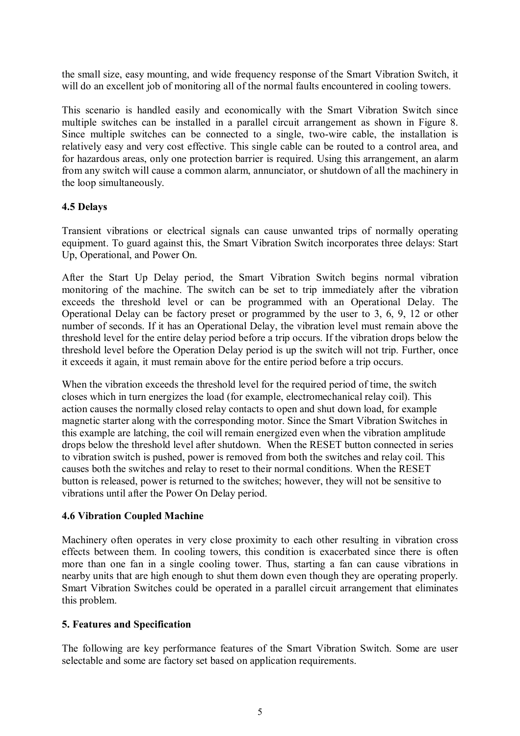the small size, easy mounting, and wide frequency response of the Smart Vibration Switch, it will do an excellent job of monitoring all of the normal faults encountered in cooling towers.

This scenario is handled easily and economically with the Smart Vibration Switch since multiple switches can be installed in a parallel circuit arrangement as shown in Figure 8. Since multiple switches can be connected to a single, two-wire cable, the installation is relatively easy and very cost effective. This single cable can be routed to a control area, and for hazardous areas, only one protection barrier is required. Using this arrangement, an alarm from any switch will cause a common alarm, annunciator, or shutdown of all the machinery in the loop simultaneously.

### 4.5 Delays

Transient vibrations or electrical signals can cause unwanted trips of normally operating equipment. To guard against this, the Smart Vibration Switch incorporates three delays: Start Up, Operational, and Power On.

After the Start Up Delay period, the Smart Vibration Switch begins normal vibration monitoring of the machine. The switch can be set to trip immediately after the vibration exceeds the threshold level or can be programmed with an Operational Delay. The Operational Delay can be factory preset or programmed by the user to 3, 6, 9, 12 or other number of seconds. If it has an Operational Delay, the vibration level must remain above the threshold level for the entire delay period before a trip occurs. If the vibration drops below the threshold level before the Operation Delay period is up the switch will not trip. Further, once it exceeds it again, it must remain above for the entire period before a trip occurs.

When the vibration exceeds the threshold level for the required period of time, the switch closes which in turn energizes the load (for example, electromechanical relay coil). This action causes the normally closed relay contacts to open and shut down load, for example magnetic starter along with the corresponding motor. Since the Smart Vibration Switches in this example are latching, the coil will remain energized even when the vibration amplitude drops below the threshold level after shutdown. When the RESET button connected in series to vibration switch is pushed, power is removed from both the switches and relay coil. This causes both the switches and relay to reset to their normal conditions. When the RESET button is released, power is returned to the switches; however, they will not be sensitive to vibrations until after the Power On Delay period.

### 4.6 Vibration Coupled Machine

Machinery often operates in very close proximity to each other resulting in vibration cross effects between them. In cooling towers, this condition is exacerbated since there is often more than one fan in a single cooling tower. Thus, starting a fan can cause vibrations in nearby units that are high enough to shut them down even though they are operating properly. Smart Vibration Switches could be operated in a parallel circuit arrangement that eliminates this problem.

## 5. Features and Specification

The following are key performance features of the Smart Vibration Switch. Some are user selectable and some are factory set based on application requirements.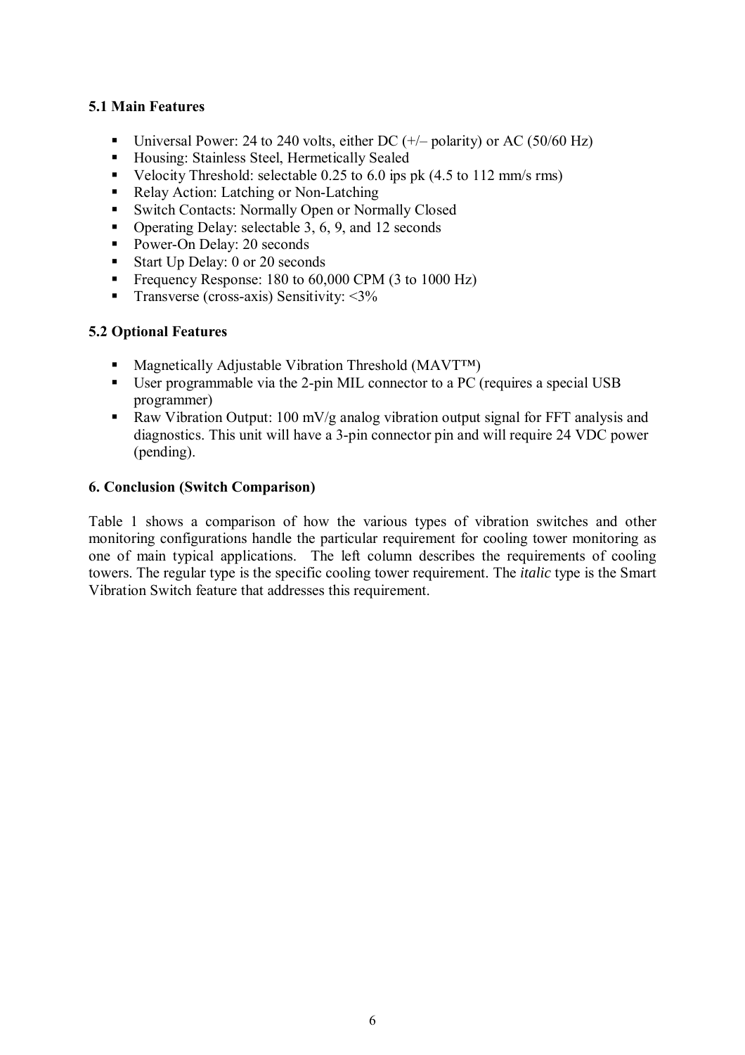### 5.1 Main Features

- Universal Power: 24 to 240 volts, either DC (+/– polarity) or AC (50/60 Hz)
- Housing: Stainless Steel, Hermetically Sealed
- Velocity Threshold: selectable 0.25 to 6.0 ips pk (4.5 to 112 mm/s rms)
- Relay Action: Latching or Non-Latching
- Switch Contacts: Normally Open or Normally Closed
- Operating Delay: selectable 3, 6, 9, and 12 seconds
- Power-On Delay: 20 seconds
- Start Up Delay: 0 or 20 seconds
- Frequency Response: 180 to 60,000 CPM (3 to 1000 Hz)
- Transverse (cross-axis) Sensitivity: <3%

### 5.2 Optional Features

- Magnetically Adjustable Vibration Threshold (MAVT™)
- User programmable via the 2-pin MIL connector to a PC (requires a special USB programmer)
- Raw Vibration Output: 100 mV/g analog vibration output signal for FFT analysis and diagnostics. This unit will have a 3-pin connector pin and will require 24 VDC power (pending).

### 6. Conclusion (Switch Comparison)

Table 1 shows a comparison of how the various types of vibration switches and other monitoring configurations handle the particular requirement for cooling tower monitoring as one of main typical applications. The left column describes the requirements of cooling towers. The regular type is the specific cooling tower requirement. The *italic* type is the Smart Vibration Switch feature that addresses this requirement.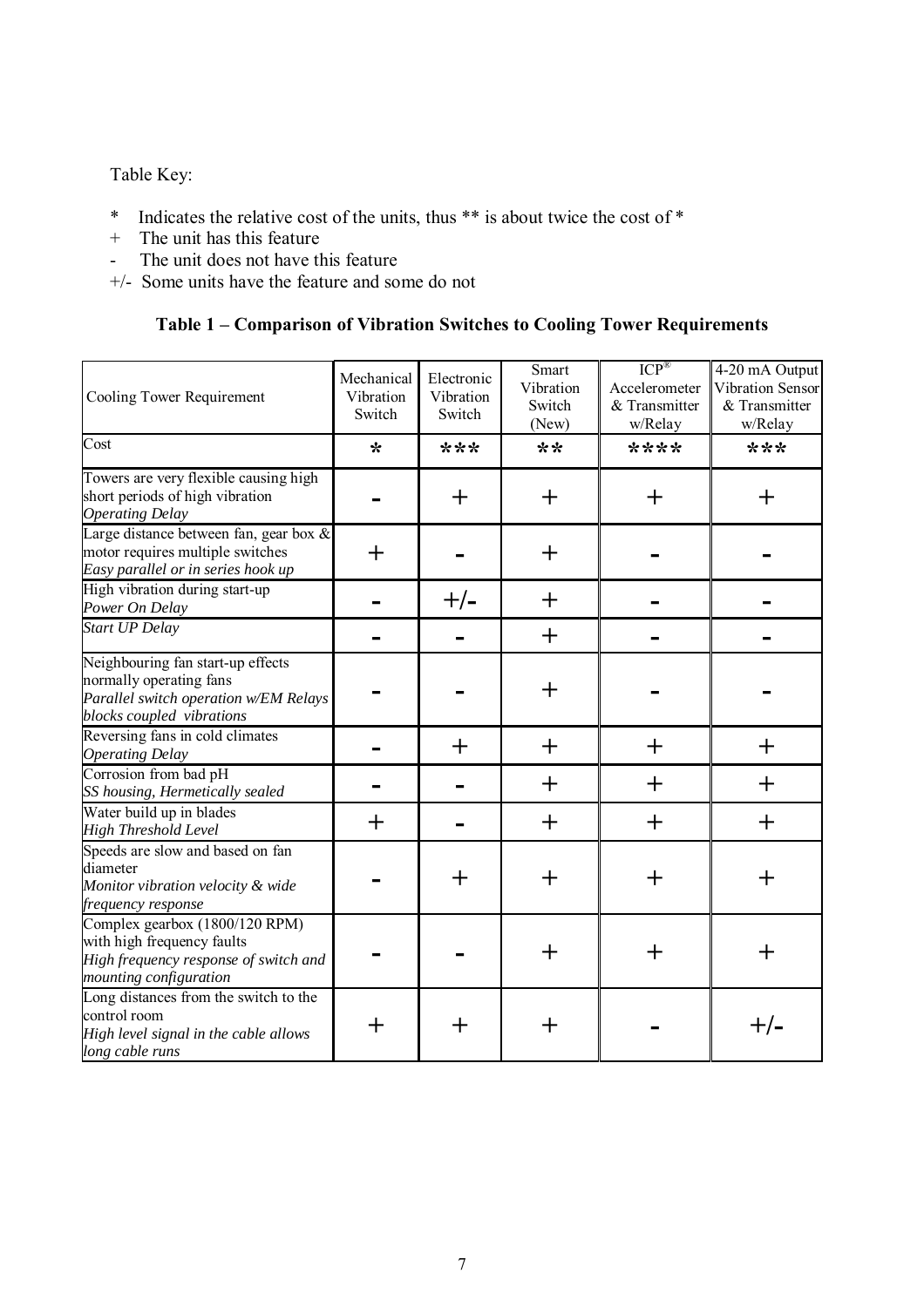Table Key:

- \* Indicates the relative cost of the units, thus ** is about twice the cost of *
- \+ The unit has this feature
- \- The unit does not have this feature
- +/- Some units have the feature and some do not

**Table 1 – Comparison of Vibration Switches to Cooling Tower Requirements**

| Cooling Tower Requirement | Mechanical Vibration Switch | Electronic Vibration Switch | Smart Vibration Switch (New) | ICP® Accelerometer & Transmitter w/Relay | 4-20 mA Output Vibration Sensor & Transmitter w/Relay |
|---|---|---|---|---|---|
| Cost | * | *** | ** | **** | *** |
| Towers are very flexible causing high short periods of high vibration *Operating Delay* | - | + | + | + | + |
| Large distance between fan, gear box & motor requires multiple switches *Easy parallel or in series hook up* | + | - | + | - | - |
| High vibration during start-up *Power On Delay* | - | +/- | + | - | - |
| *Start UP Delay* | - | - | + | - | - |
| Neighbouring fan start-up effects normally operating fans *Parallel switch operation w/EM Relays blocks coupled vibrations* | - | - | + | - | - |
| Reversing fans in cold climates *Operating Delay* | - | + | + | + | + |
| Corrosion from bad pH *SS housing, Hermetically sealed* | - | - | + | + | + |
| Water build up in blades *High Threshold Level* | + | - | + | + | + |
| Speeds are slow and based on fan diameter *Monitor vibration velocity & wide frequency response* | - | + | + | + | + |
| Complex gearbox (1800/120 RPM) with high frequency faults *High frequency response of switch and mounting configuration* | - | - | + | + | + |
| Long distances from the switch to the control room *High level signal in the cable allows long cable runs* | + | + | + | - | +/- |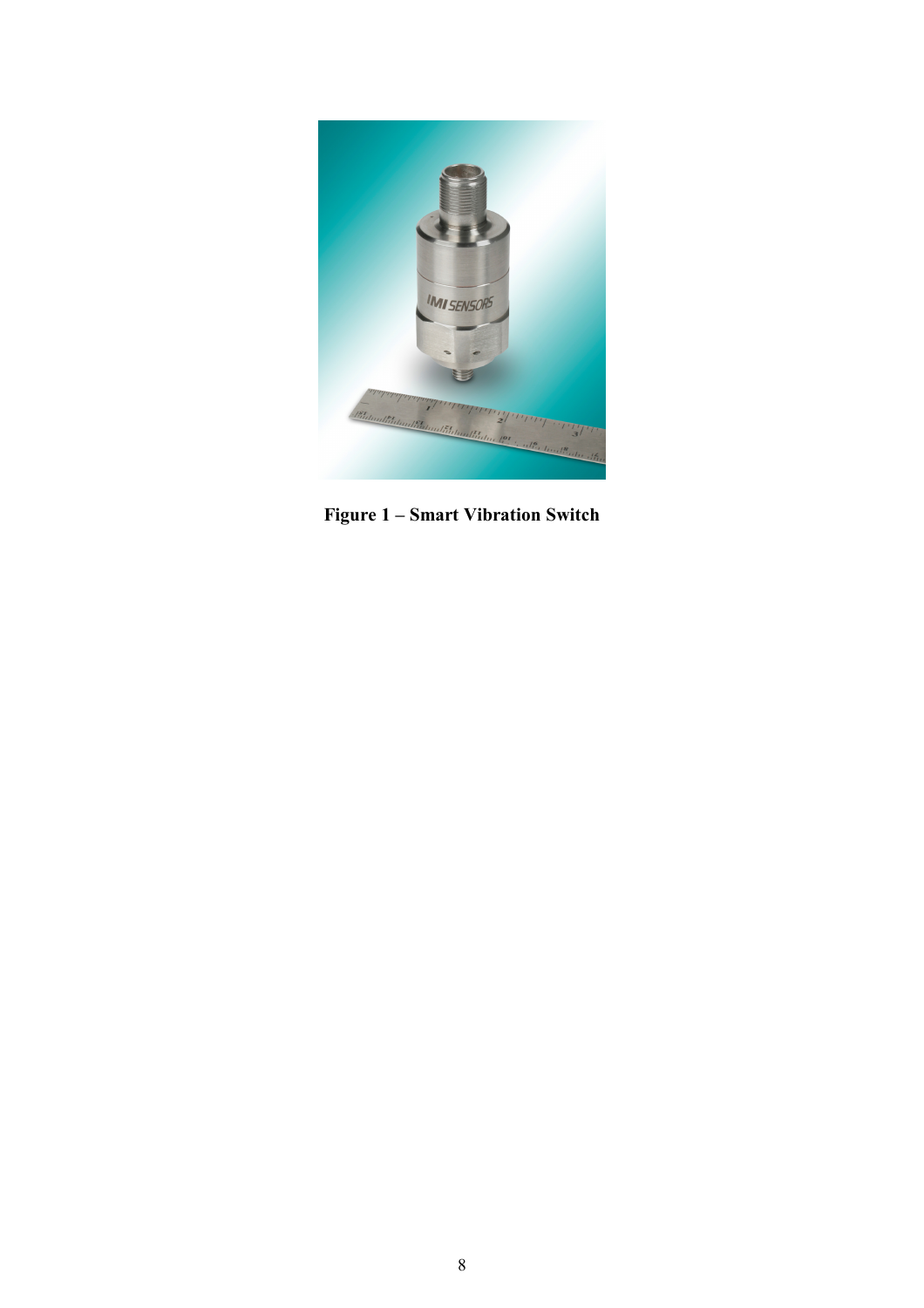**Figure 1 – Smart Vibration Switch**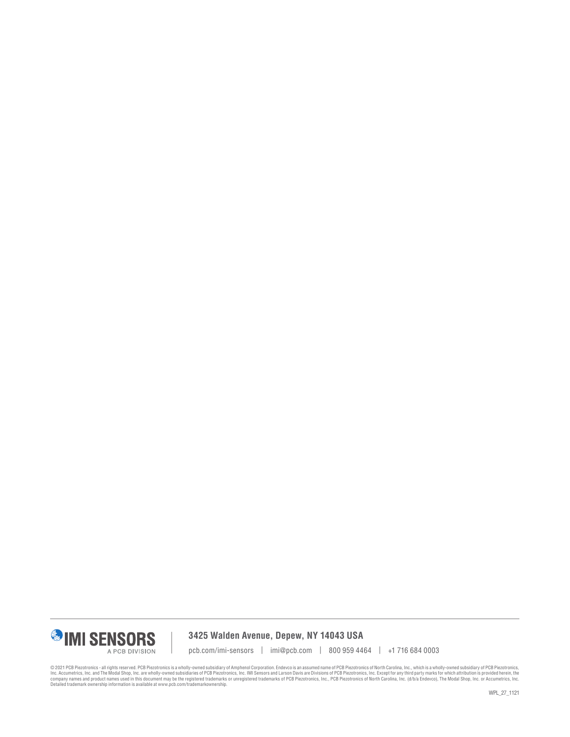IMI SENSORS
A PCB DIVISION

**3425 Walden Avenue, Depew, NY 14043 USA**

pcb.com/imi-sensors | imi@pcb.com | 800 959 4464 | +1 716 684 0003

© 2021 PCB Piezotronics - all rights reserved. PCB Piezotronics is a wholly-owned subsidiary of Amphenol Corporation. Endevco is an assumed name of PCB Piezotronics of North Carolina, Inc., which is a wholly-owned subsidiary of PCB Piezotronics, Inc. Accumetrics, Inc. and The Modal Shop, Inc. are wholly-owned subsidiaries of PCB Piezotronics, Inc. IMI Sensors and Larson Davis are Divisions of PCB Piezotronics, Inc. Except for any third party marks for which attribution is provided herein, the company names and product names used in this document may be the registered trademarks or unregistered trademarks of PCB Piezotronics, Inc., PCB Piezotronics of North Carolina, Inc. (d/b/a Endevco), The Modal Shop, Inc. or Accumetrics, Inc. Detailed trademark ownership information is available at www.pcb.com/trademarkownership.

WPL_27_1121